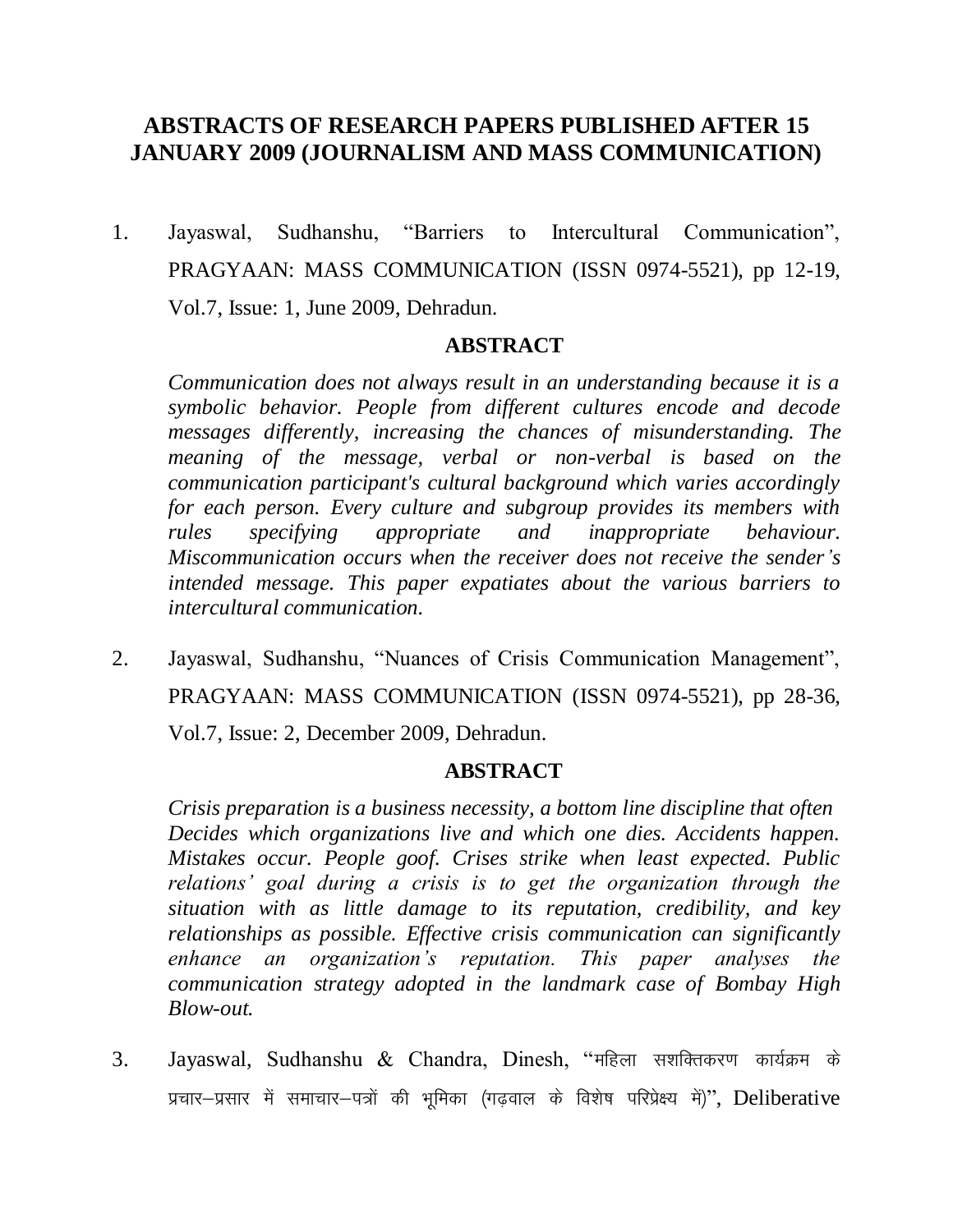# ABSTRACTS OF RESEARCH PAPERS PUBLISHED AFTER 15 JANUARY 2009 (JOURNALISM AND MASS COMMUNICATION)

1. Jayaswal, Sudhanshu, "Barriers to Intercultural Communication", PRAGYAAN: MASS COMMUNICATION (ISSN 0974-5521), pp 12-19, Vol.7, Issue: 1, June 2009, Dehradun.

   **ABSTRACT**

   *Communication does not always result in an understanding because it is a symbolic behavior. People from different cultures encode and decode messages differently, increasing the chances of misunderstanding. The meaning of the message, verbal or non-verbal is based on the communication participant's cultural background which varies accordingly for each person. Every culture and subgroup provides its members with rules specifying appropriate and inappropriate behaviour. Miscommunication occurs when the receiver does not receive the sender's intended message. This paper expatiates about the various barriers to intercultural communication.*

2. Jayaswal, Sudhanshu, "Nuances of Crisis Communication Management", PRAGYAAN: MASS COMMUNICATION (ISSN 0974-5521), pp 28-36, Vol.7, Issue: 2, December 2009, Dehradun.

   **ABSTRACT**

   *Crisis preparation is a business necessity, a bottom line discipline that often Decides which organizations live and which one dies. Accidents happen. Mistakes occur. People goof. Crises strike when least expected. Public relations' goal during a crisis is to get the organization through the situation with as little damage to its reputation, credibility, and key relationships as possible. Effective crisis communication can significantly enhance an organization's reputation. This paper analyses the communication strategy adopted in the landmark case of Bombay High Blow-out.*

3. Jayaswal, Sudhanshu & Chandra, Dinesh, "महिला सशक्तिकरण कार्यक्रम के प्रचार–प्रसार में समाचार–पत्रों की भूमिका (गढ़वाल के विशेष परिप्रेक्ष्य में)", Deliberative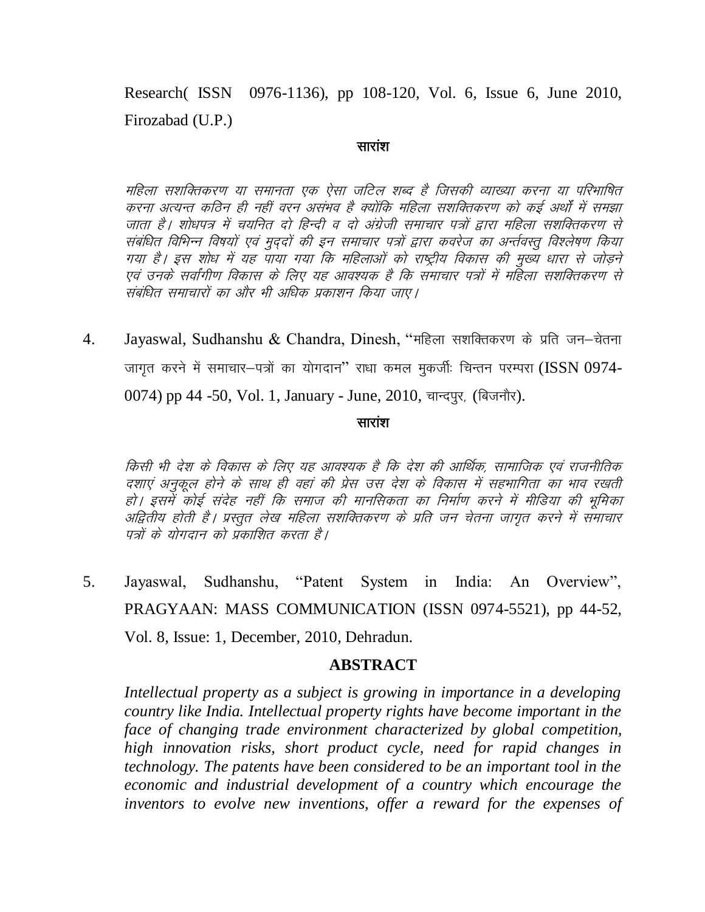Research( ISSN 0976-1136), pp 108-120, Vol. 6, Issue 6, June 2010, Firozabad (U.P.)

**सारांश**

*महिला सशक्तिकरण या समानता एक ऐसा जटिल शब्द है जिसकी व्याख्या करना या परिभाषित करना अत्यन्त कठिन ही नहीं वरन असंभव है क्योंकि महिला सशक्तिकरण को कई अर्थों में समझा जाता है। शोधपत्र में चयनित दो हिन्दी व दो अंग्रेजी समाचार पत्रों द्वारा महिला सशक्तिकरण से संबंधित विभिन्न विषयों एवं मुद्दों की इन समाचार पत्रों द्वारा कवरेज का अन्तर्वस्तु विश्लेषण किया गया है। इस शोध में यह पाया गया कि महिलाओं को राष्ट्रीय विकास की मुख्य धारा से जोड़ने एवं उनके सर्वांगीण विकास के लिए यह आवश्यक है कि समाचार पत्रों में महिला सशक्तिकरण से संबंधित समाचारों का और भी अधिक प्रकाशन किया जाए।*

4. Jayaswal, Sudhanshu & Chandra, Dinesh, "महिला सशक्तिकरण के प्रति जन–चेतना जागृत करने में समाचार–पत्रों का योगदान" राधा कमल मुकर्जीः चिन्तन परम्परा (ISSN 0974-0074) pp 44 -50, Vol. 1, January - June, 2010, चान्दपुर, (बिजनौर).

**सारांश**

*किसी भी देश के विकास के लिए यह आवश्यक है कि देश की आर्थिक, सामाजिक एवं राजनीतिक दशाएं अनुकूल होने के साथ ही वहां की प्रेस उस देश के विकास में सहभागिता का भाव रखती हो। इसमें कोई संदेह नहीं कि समाज की मानसिकता का निर्माण करने में मीडिया की भूमिका अद्वितीय होती है। प्रस्तुत लेख महिला सशक्तिकरण के प्रति जन चेतना जागृत करने में समाचार पत्रों के योगदान को प्रकाशित करता है।*

5. Jayaswal, Sudhanshu, "Patent System in India: An Overview", PRAGYAAN: MASS COMMUNICATION (ISSN 0974-5521), pp 44-52, Vol. 8, Issue: 1, December, 2010, Dehradun.

**ABSTRACT**

*Intellectual property as a subject is growing in importance in a developing country like India. Intellectual property rights have become important in the face of changing trade environment characterized by global competition, high innovation risks, short product cycle, need for rapid changes in technology. The patents have been considered to be an important tool in the economic and industrial development of a country which encourage the inventors to evolve new inventions, offer a reward for the expenses of*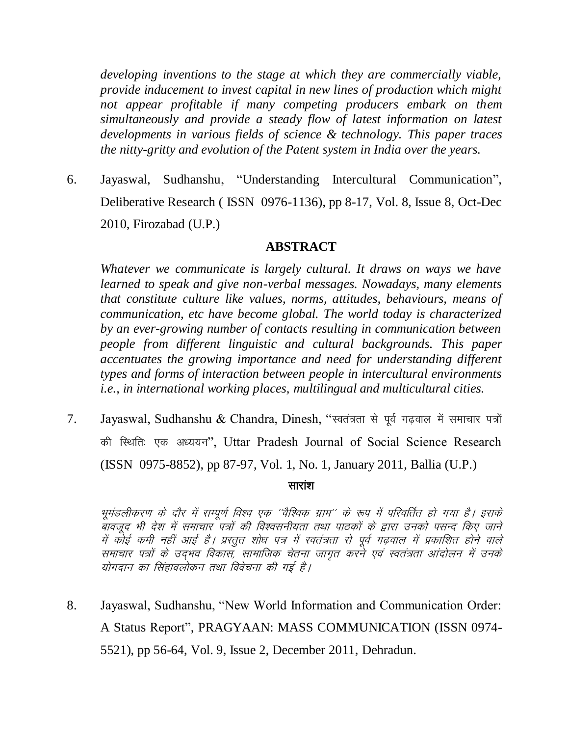*developing inventions to the stage at which they are commercially viable, provide inducement to invest capital in new lines of production which might not appear profitable if many competing producers embark on them simultaneously and provide a steady flow of latest information on latest developments in various fields of science & technology. This paper traces the nitty-gritty and evolution of the Patent system in India over the years.*

6. Jayaswal, Sudhanshu, "Understanding Intercultural Communication", Deliberative Research ( ISSN 0976-1136), pp 8-17, Vol. 8, Issue 8, Oct-Dec 2010, Firozabad (U.P.)

**ABSTRACT**

*Whatever we communicate is largely cultural. It draws on ways we have learned to speak and give non-verbal messages. Nowadays, many elements that constitute culture like values, norms, attitudes, behaviours, means of communication, etc have become global. The world today is characterized by an ever-growing number of contacts resulting in communication between people from different linguistic and cultural backgrounds. This paper accentuates the growing importance and need for understanding different types and forms of interaction between people in intercultural environments i.e., in international working places, multilingual and multicultural cities.*

7. Jayaswal, Sudhanshu & Chandra, Dinesh, "स्वतंत्रता से पूर्व गढ़वाल में समाचार पत्रों की स्थितिः एक अध्ययन", Uttar Pradesh Journal of Social Science Research (ISSN 0975-8852), pp 87-97, Vol. 1, No. 1, January 2011, Ballia (U.P.)

**सारांश**

*भूमंडलीकरण के दौर में सम्पूर्ण विश्व एक ''वैश्विक ग्राम'' के रूप में परिवर्तित हो गया है। इसके बावजूद भी देश में समाचार पत्रों की विश्वसनीयता तथा पाठकों के द्वारा उनको पसन्द किए जाने में कोई कमी नहीं आई है। प्रस्तुत शोध पत्र में स्वतंत्रता से पूर्व गढ़वाल में प्रकाशित होने वाले समाचार पत्रों के उद्‌भव विकास, सामाजिक चेतना जागृत करने एवं स्वतंत्रता आंदोलन में उनके योगदान का सिंहावलोकन तथा विवेचना की गई है।*

8. Jayaswal, Sudhanshu, "New World Information and Communication Order: A Status Report", PRAGYAAN: MASS COMMUNICATION (ISSN 0974-5521), pp 56-64, Vol. 9, Issue 2, December 2011, Dehradun.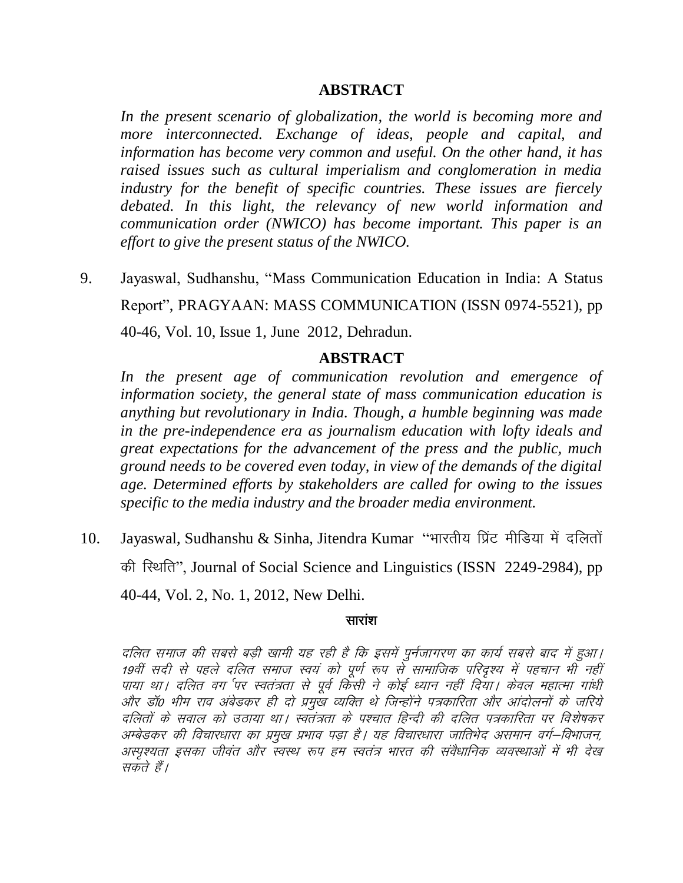## ABSTRACT

*In the present scenario of globalization, the world is becoming more and more interconnected. Exchange of ideas, people and capital, and information has become very common and useful. On the other hand, it has raised issues such as cultural imperialism and conglomeration in media industry for the benefit of specific countries. These issues are fiercely debated. In this light, the relevancy of new world information and communication order (NWICO) has become important. This paper is an effort to give the present status of the NWICO.*

9. Jayaswal, Sudhanshu, "Mass Communication Education in India: A Status Report", PRAGYAAN: MASS COMMUNICATION (ISSN 0974-5521), pp 40-46, Vol. 10, Issue 1, June 2012, Dehradun.

## ABSTRACT

*In the present age of communication revolution and emergence of information society, the general state of mass communication education is anything but revolutionary in India. Though, a humble beginning was made in the pre-independence era as journalism education with lofty ideals and great expectations for the advancement of the press and the public, much ground needs to be covered even today, in view of the demands of the digital age. Determined efforts by stakeholders are called for owing to the issues specific to the media industry and the broader media environment.*

10. Jayaswal, Sudhanshu & Sinha, Jitendra Kumar "भारतीय प्रिंट मीडिया में दलितों की स्थिति", Journal of Social Science and Linguistics (ISSN 2249-2984), pp 40-44, Vol. 2, No. 1, 2012, New Delhi.

## सारांश

*दलित समाज की सबसे बड़ी खामी यह रही है कि इसमें पुर्नजागरण का कार्य सबसे बाद में हुआ। 19वीं सदी से पहले दलित समाज स्वयं को पूर्ण रूप से सामाजिक परिदृश्य में पहचान भी नहीं पाया था। दलित वर्ग पर स्वतंत्रता से पूर्व किसी ने कोई ध्यान नहीं दिया। केवल महात्मा गांधी और डॉ0 भीम राव अंबेडकर ही दो प्रमुख व्यक्ति थे जिन्होंने पत्रकारिता और आंदोलनों के जरिये दलितों के सवाल को उठाया था। स्वतंत्रता के पश्चात हिन्दी की दलित पत्रकारिता पर विशेषकर अम्बेडकर की विचारधारा का प्रमुख प्रभाव पड़ा है। यह विचारधारा जातिभेद असमान वर्ग–विभाजन, अस्पृश्यता इसका जीवंत और स्वस्थ रूप हम स्वतंत्र भारत की संवैधानिक व्यवस्थाओं में भी देख सकते हैं।*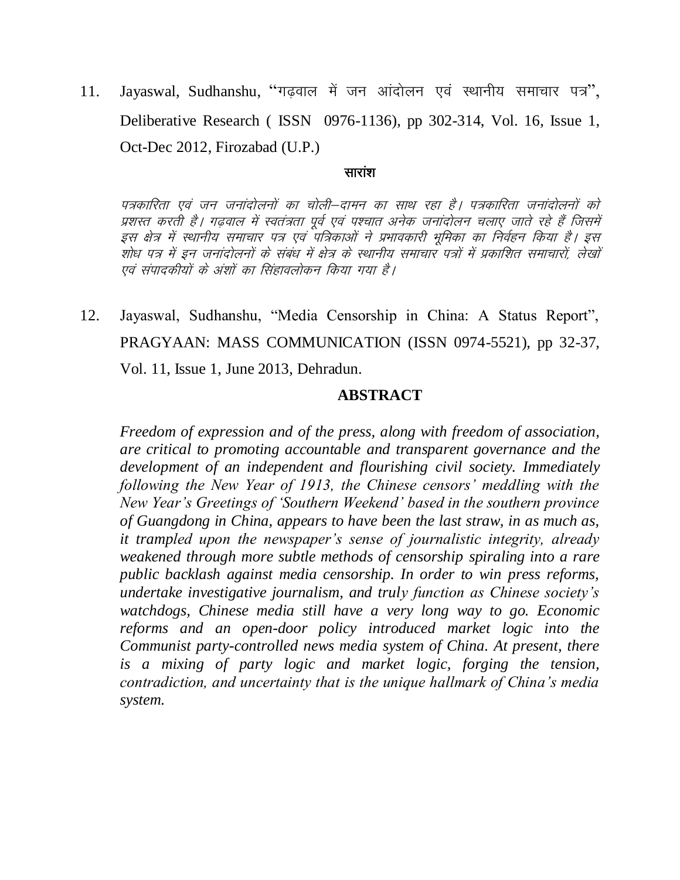11. Jayaswal, Sudhanshu, "गढ़वाल में जन आंदोलन एवं स्थानीय समाचार पत्र", Deliberative Research ( ISSN 0976-1136), pp 302-314, Vol. 16, Issue 1, Oct-Dec 2012, Firozabad (U.P.)

**सारांश**

*पत्रकारिता एवं जन जनांदोलनों का चोली–दामन का साथ रहा है। पत्रकारिता जनांदोलनों को प्रशस्त करती है। गढ़वाल में स्वतंत्रता पूर्व एवं पश्चात अनेक जनांदोलन चलाए जाते रहे हैं जिसमें इस क्षेत्र में स्थानीय समाचार पत्र एवं पत्रिकाओं ने प्रभावकारी भूमिका का निर्वहन किया है। इस शोध पत्र में इन जनांदोलनों के संबंध में क्षेत्र के स्थानीय समाचार पत्रों में प्रकाशित समाचारों, लेखों एवं संपादकीयों के अंशों का सिंहावलोकन किया गया है।*

12. Jayaswal, Sudhanshu, "Media Censorship in China: A Status Report", PRAGYAAN: MASS COMMUNICATION (ISSN 0974-5521), pp 32-37, Vol. 11, Issue 1, June 2013, Dehradun.

**ABSTRACT**

***Freedom of expression and of the press, along with freedom of association, are critical to promoting accountable and transparent governance and the development of an independent and flourishing civil society. Immediately following the New Year of 1913, the Chinese censors' meddling with the New Year's Greetings of 'Southern Weekend' based in the southern province of Guangdong in China, appears to have been the last straw, in as much as, it trampled upon the newspaper's sense of journalistic integrity, already weakened through more subtle methods of censorship spiraling into a rare public backlash against media censorship. In order to win press reforms, undertake investigative journalism, and truly function as Chinese society's watchdogs, Chinese media still have a very long way to go. Economic reforms and an open-door policy introduced market logic into the Communist party-controlled news media system of China. At present, there is a mixing of party logic and market logic, forging the tension, contradiction, and uncertainty that is the unique hallmark of China's media system.***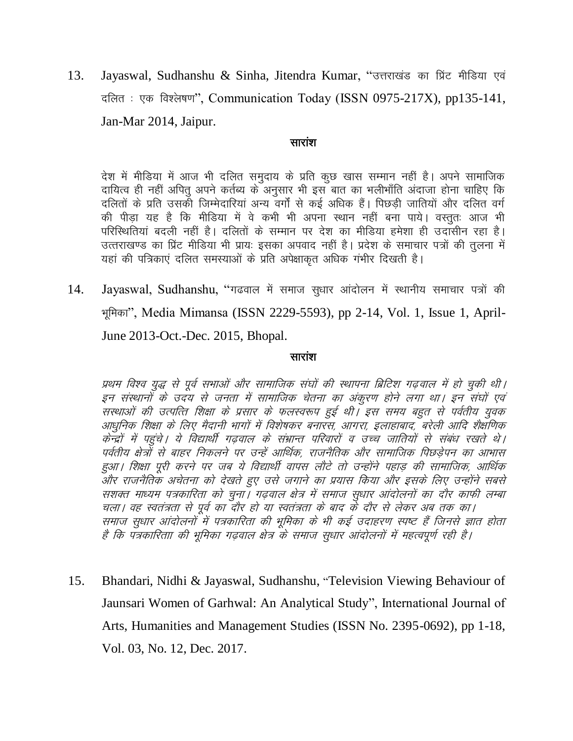13. Jayaswal, Sudhanshu & Sinha, Jitendra Kumar, "उत्तराखंड का प्रिंट मीडिया एवं दलित : एक विश्लेषण", Communication Today (ISSN 0975-217X), pp135-141, Jan-Mar 2014, Jaipur.

**सारांश**

देश में मीडिया में आज भी दलित समुदाय के प्रति कुछ खास सम्मान नहीं है। अपने सामाजिक दायित्व ही नहीं अपितु अपने कर्तब्य के अनुसार भी इस बात का भलीभाँति अंदाजा होना चाहिए कि दलितों के प्रति उसकी जिम्मेदारियां अन्य वर्गों से कई अधिक हैं। पिछड़ी जातियों और दलित वर्ग की पीड़ा यह है कि मीडिया में वे कभी भी अपना स्थान नहीं बना पाये। वस्तुतः आज भी परिस्थितियां बदली नहीं है। दलितों के सम्मान पर देश का मीडिया हमेशा ही उदासीन रहा है। उत्तराखण्ड का प्रिंट मीडिया भी प्रायः इसका अपवाद नहीं है। प्रदेश के समाचार पत्रों की तुलना में यहां की पत्रिकाएं दलित समस्याओं के प्रति अपेक्षाकृत अधिक गंभीर दिखती है।

14. Jayaswal, Sudhanshu, "गढवाल में समाज सुधार आंदोलन में स्थानीय समाचार पत्रों की भूमिका", Media Mimansa (ISSN 2229-5593), pp 2-14, Vol. 1, Issue 1, April-June 2013-Oct.-Dec. 2015, Bhopal.

**सारांश**

*प्रथम विश्व युद्ध से पूर्व सभाओं और सामाजिक संघों की स्थापना ब्रिटिश गढ़वाल में हो चुकी थी। इन संस्थानों के उदय से जनता में सामाजिक चेतना का अंकुरण होने लगा था। इन संघों एवं सस्थाओं की उत्पत्ति शिक्षा के प्रसार के फलस्वरूप हुई थी। इस समय बहुत से पर्वतीय युवक आधुनिक शिक्षा के लिए मैदानी भागों में विशेषकर बनारस, आगरा, इलाहाबाद, बरेली आदि शैक्षणिक केन्द्रों में पहुंचे। ये विद्यार्थी गढ़वाल के संभ्रान्त परिवारों व उच्च्य जातियों से संबंध रखते थे। पर्वतीय क्षेत्रों से बाहर निकलने पर उन्हें आर्थिक, राजनैतिक और सामाजिक पिछड़ेपन का आभास हुआ। शिक्षा पूरी करने पर जब ये विद्यार्थी वापस लौटे तो उन्होंने पहाड़ की सामाजिक, आर्थिक और राजनैतिक अचेतना को देखते हुए उसे जगाने का प्रयास किया और इसके लिए उन्होंने सबसे सशक्त माध्यम पत्रकारिता को चुना। गढ़वाल क्षेत्र में समाज सुधार आंदोलनों का दौर काफी लम्बा चला। वह स्वतंत्रता से पूर्व का दौर हो या स्वतंत्रता के बाद के दौर से लेकर अब तक का। समाज सुधार आंदोलनों में पत्रकारिता की भूमिका के भी कई उदाहरण स्पष्ट हैं जिनसे ज्ञात होता है कि पत्रकारिताा की भूमिका गढ़वाल क्षेत्र के समाज सुधार आंदोलनों में महत्वपूर्ण रही है।*

15. Bhandari, Nidhi & Jayaswal, Sudhanshu, "Television Viewing Behaviour of Jaunsari Women of Garhwal: An Analytical Study", International Journal of Arts, Humanities and Management Studies (ISSN No. 2395-0692), pp 1-18, Vol. 03, No. 12, Dec. 2017.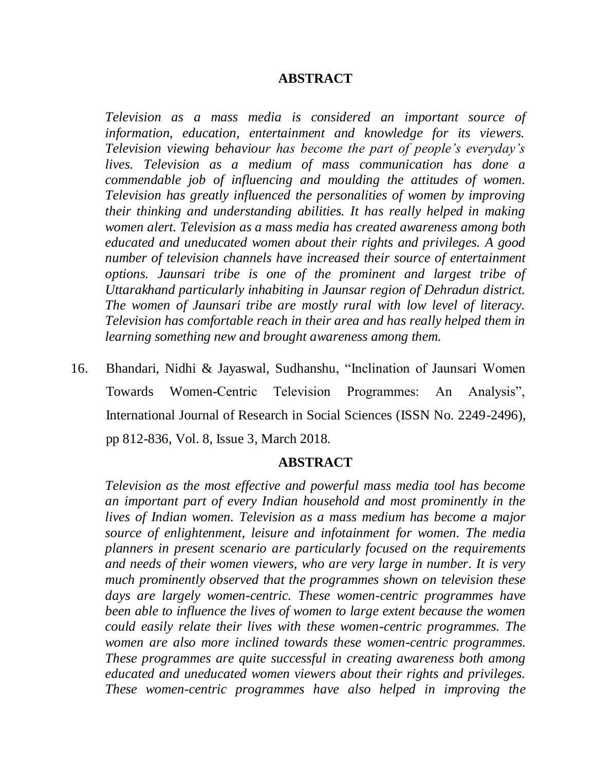## ABSTRACT

*Television as a mass media is considered an important source of information, education, entertainment and knowledge for its viewers. Television viewing behaviour has become the part of people's everyday's lives. Television as a medium of mass communication has done a commendable job of influencing and moulding the attitudes of women. Television has greatly influenced the personalities of women by improving their thinking and understanding abilities. It has really helped in making women alert. Television as a mass media has created awareness among both educated and uneducated women about their rights and privileges. A good number of television channels have increased their source of entertainment options. Jaunsari tribe is one of the prominent and largest tribe of Uttarakhand particularly inhabiting in Jaunsar region of Dehradun district. The women of Jaunsari tribe are mostly rural with low level of literacy. Television has comfortable reach in their area and has really helped them in learning something new and brought awareness among them.*

16. Bhandari, Nidhi & Jayaswal, Sudhanshu, "Inclination of Jaunsari Women Towards Women-Centric Television Programmes: An Analysis", International Journal of Research in Social Sciences (ISSN No. 2249-2496), pp 812-836, Vol. 8, Issue 3, March 2018.

## ABSTRACT

*Television as the most effective and powerful mass media tool has become an important part of every Indian household and most prominently in the lives of Indian women. Television as a mass medium has become a major source of enlightenment, leisure and infotainment for women. The media planners in present scenario are particularly focused on the requirements and needs of their women viewers, who are very large in number. It is very much prominently observed that the programmes shown on television these days are largely women-centric. These women-centric programmes have been able to influence the lives of women to large extent because the women could easily relate their lives with these women-centric programmes. The women are also more inclined towards these women-centric programmes. These programmes are quite successful in creating awareness both among educated and uneducated women viewers about their rights and privileges. These women-centric programmes have also helped in improving the*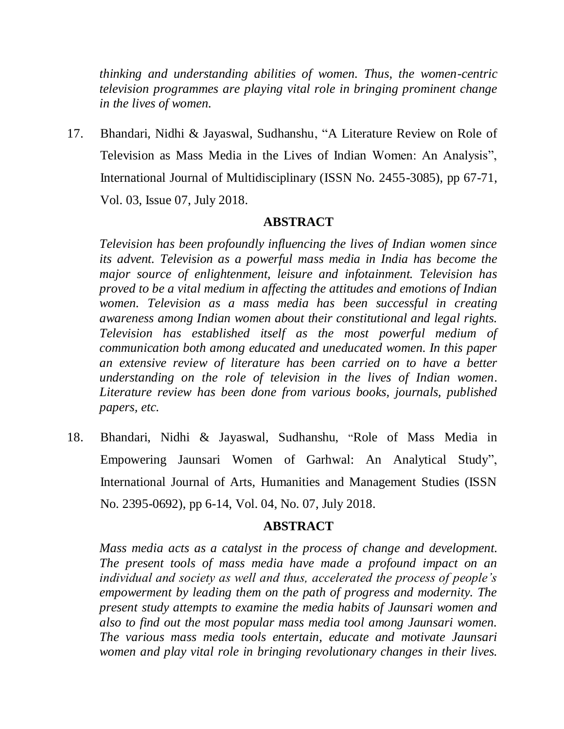*thinking and understanding abilities of women. Thus, the women-centric television programmes are playing vital role in bringing prominent change in the lives of women.*

17. Bhandari, Nidhi & Jayaswal, Sudhanshu, "A Literature Review on Role of Television as Mass Media in the Lives of Indian Women: An Analysis", International Journal of Multidisciplinary (ISSN No. 2455-3085), pp 67-71, Vol. 03, Issue 07, July 2018.

**ABSTRACT**

*Television has been profoundly influencing the lives of Indian women since its advent. Television as a powerful mass media in India has become the major source of enlightenment, leisure and infotainment. Television has proved to be a vital medium in affecting the attitudes and emotions of Indian women. Television as a mass media has been successful in creating awareness among Indian women about their constitutional and legal rights. Television has established itself as the most powerful medium of communication both among educated and uneducated women. In this paper an extensive review of literature has been carried on to have a better understanding on the role of television in the lives of Indian women. Literature review has been done from various books, journals, published papers, etc.*

18. Bhandari, Nidhi & Jayaswal, Sudhanshu, "Role of Mass Media in Empowering Jaunsari Women of Garhwal: An Analytical Study", International Journal of Arts, Humanities and Management Studies (ISSN No. 2395-0692), pp 6-14, Vol. 04, No. 07, July 2018.

**ABSTRACT**

*Mass media acts as a catalyst in the process of change and development. The present tools of mass media have made a profound impact on an individual and society as well and thus, accelerated the process of people's empowerment by leading them on the path of progress and modernity. The present study attempts to examine the media habits of Jaunsari women and also to find out the most popular mass media tool among Jaunsari women. The various mass media tools entertain, educate and motivate Jaunsari women and play vital role in bringing revolutionary changes in their lives.*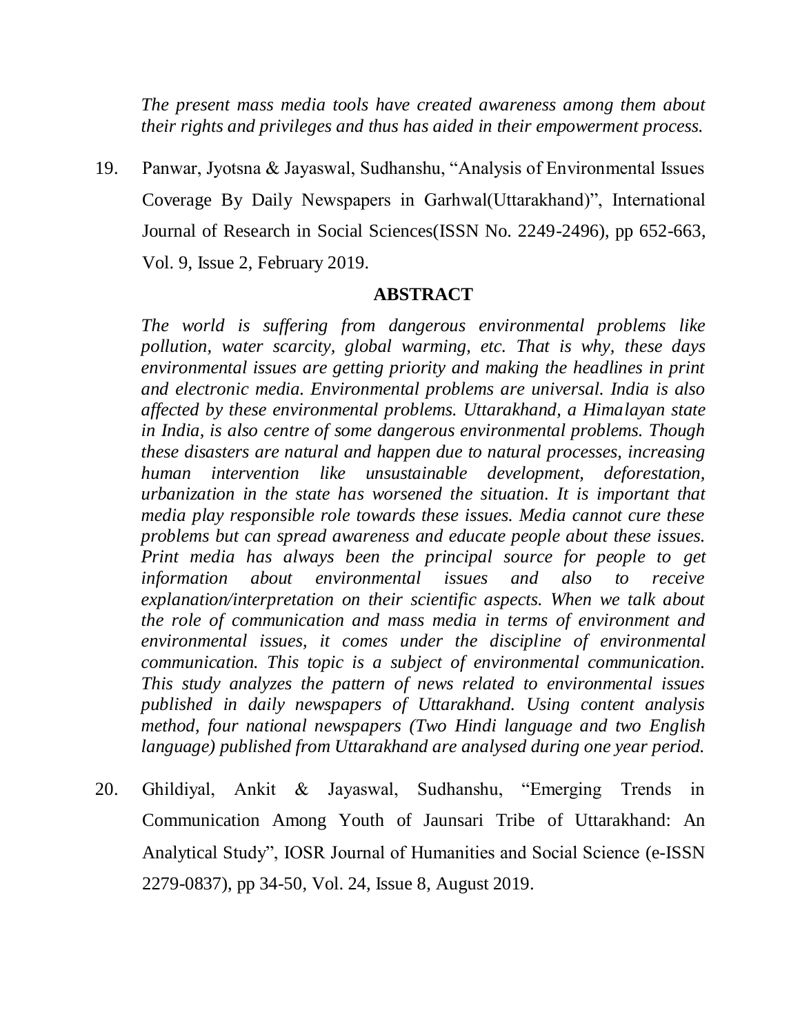*The present mass media tools have created awareness among them about their rights and privileges and thus has aided in their empowerment process.*

19. Panwar, Jyotsna & Jayaswal, Sudhanshu, "Analysis of Environmental Issues Coverage By Daily Newspapers in Garhwal(Uttarakhand)", International Journal of Research in Social Sciences(ISSN No. 2249-2496), pp 652-663, Vol. 9, Issue 2, February 2019.

**ABSTRACT**

*The world is suffering from dangerous environmental problems like pollution, water scarcity, global warming, etc. That is why, these days environmental issues are getting priority and making the headlines in print and electronic media. Environmental problems are universal. India is also affected by these environmental problems. Uttarakhand, a Himalayan state in India, is also centre of some dangerous environmental problems. Though these disasters are natural and happen due to natural processes, increasing human intervention like unsustainable development, deforestation, urbanization in the state has worsened the situation. It is important that media play responsible role towards these issues. Media cannot cure these problems but can spread awareness and educate people about these issues. Print media has always been the principal source for people to get information about environmental issues and also to receive explanation/interpretation on their scientific aspects. When we talk about the role of communication and mass media in terms of environment and environmental issues, it comes under the discipline of environmental communication. This topic is a subject of environmental communication. This study analyzes the pattern of news related to environmental issues published in daily newspapers of Uttarakhand. Using content analysis method, four national newspapers (Two Hindi language and two English language) published from Uttarakhand are analysed during one year period.*

20. Ghildiyal, Ankit & Jayaswal, Sudhanshu, "Emerging Trends in Communication Among Youth of Jaunsari Tribe of Uttarakhand: An Analytical Study", IOSR Journal of Humanities and Social Science (e-ISSN 2279-0837), pp 34-50, Vol. 24, Issue 8, August 2019.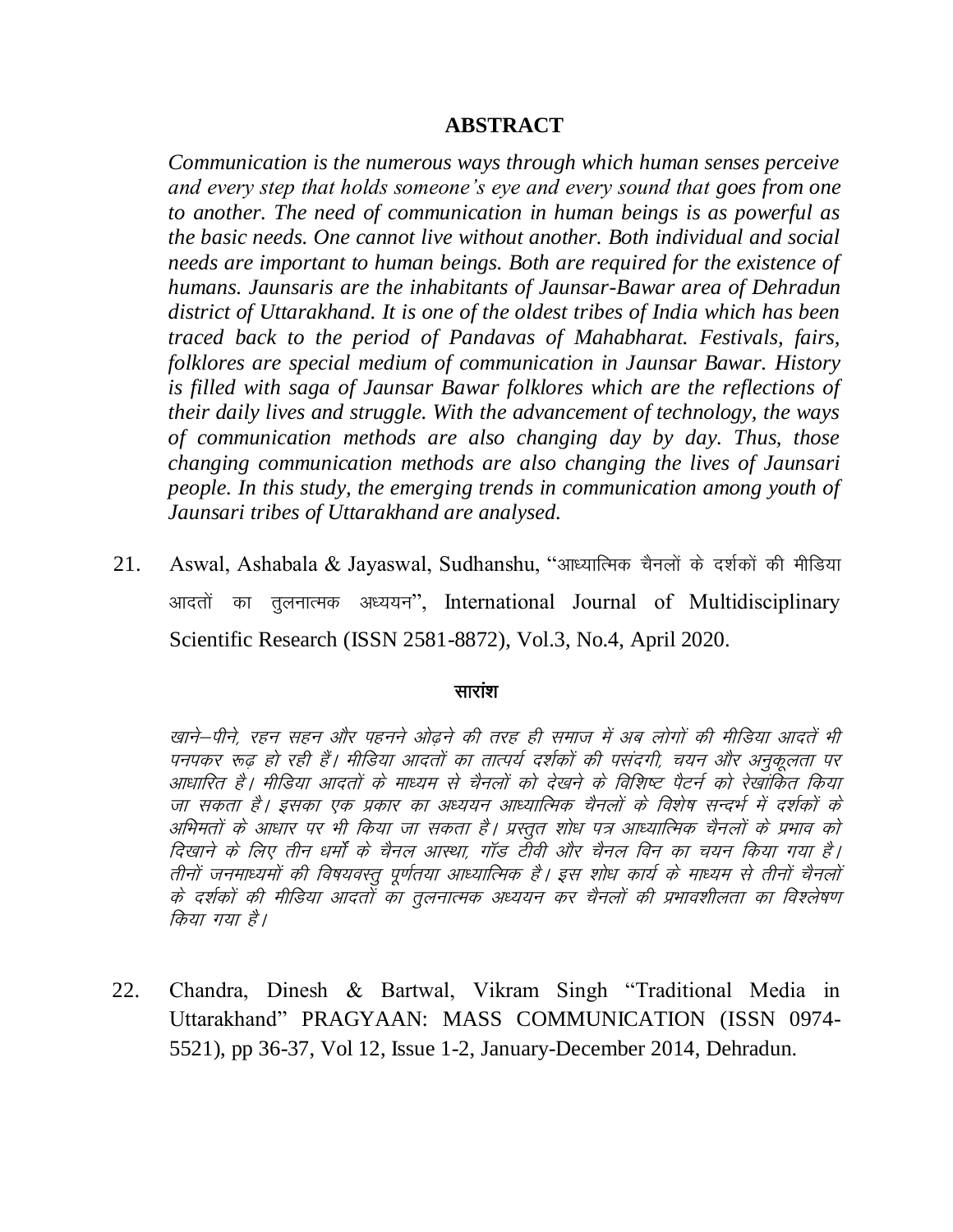## ABSTRACT

*Communication is the numerous ways through which human senses perceive and every step that holds someone's eye and every sound that goes from one to another. The need of communication in human beings is as powerful as the basic needs. One cannot live without another. Both individual and social needs are important to human beings. Both are required for the existence of humans. Jaunsaris are the inhabitants of Jaunsar-Bawar area of Dehradun district of Uttarakhand. It is one of the oldest tribes of India which has been traced back to the period of Pandavas of Mahabharat. Festivals, fairs, folklores are special medium of communication in Jaunsar Bawar. History is filled with saga of Jaunsar Bawar folklores which are the reflections of their daily lives and struggle. With the advancement of technology, the ways of communication methods are also changing day by day. Thus, those changing communication methods are also changing the lives of Jaunsari people. In this study, the emerging trends in communication among youth of Jaunsari tribes of Uttarakhand are analysed.*

21. Aswal, Ashabala & Jayaswal, Sudhanshu, "आध्यात्मिक चैनलों के दर्शकों की मीडिया आदतों का तुलनात्मक अध्ययन", International Journal of Multidisciplinary Scientific Research (ISSN 2581-8872), Vol.3, No.4, April 2020.

## सारांश

*खाने–पीने, रहन सहन और पहनने ओढ़ने की तरह ही समाज में अब लोगों की मीडिया आदतें भी पनपकर रूढ़ हो रही हैं। मीडिया आदतों का तात्पर्य दर्शकों की पसंदगी, चयन और अनुकूलता पर आधारित है। मीडिया आदतों के माध्यम से चैनलों को देखने के विशिष्ट पैटर्न को रेखांकित किया जा सकता है। इसका एक प्रकार का अध्ययन आध्यात्मिक चैनलों के विशेष सन्दर्भ में दर्शकों के अभिमतों के आधार पर भी किया जा सकता है। प्रस्तुत शोध पत्र आध्यात्मिक चैनलों के प्रभाव को दिखाने के लिए तीन धर्मों के चैनल आस्था, गॉड टीवी और चैनल विन का चयन किया गया है। तीनों जनमाध्यमों की विषयवस्तु पूर्णतया आध्यात्मिक है। इस शोध कार्य के माध्यम से तीनों चैनलों के दर्शकों की मीडिया आदतों का तुलनात्मक अध्ययन कर चैनलों की प्रभावशीलता का विश्लेषण किया गया है।*

22. Chandra, Dinesh & Bartwal, Vikram Singh "Traditional Media in Uttarakhand" PRAGYAAN: MASS COMMUNICATION (ISSN 0974-5521), pp 36-37, Vol 12, Issue 1-2, January-December 2014, Dehradun.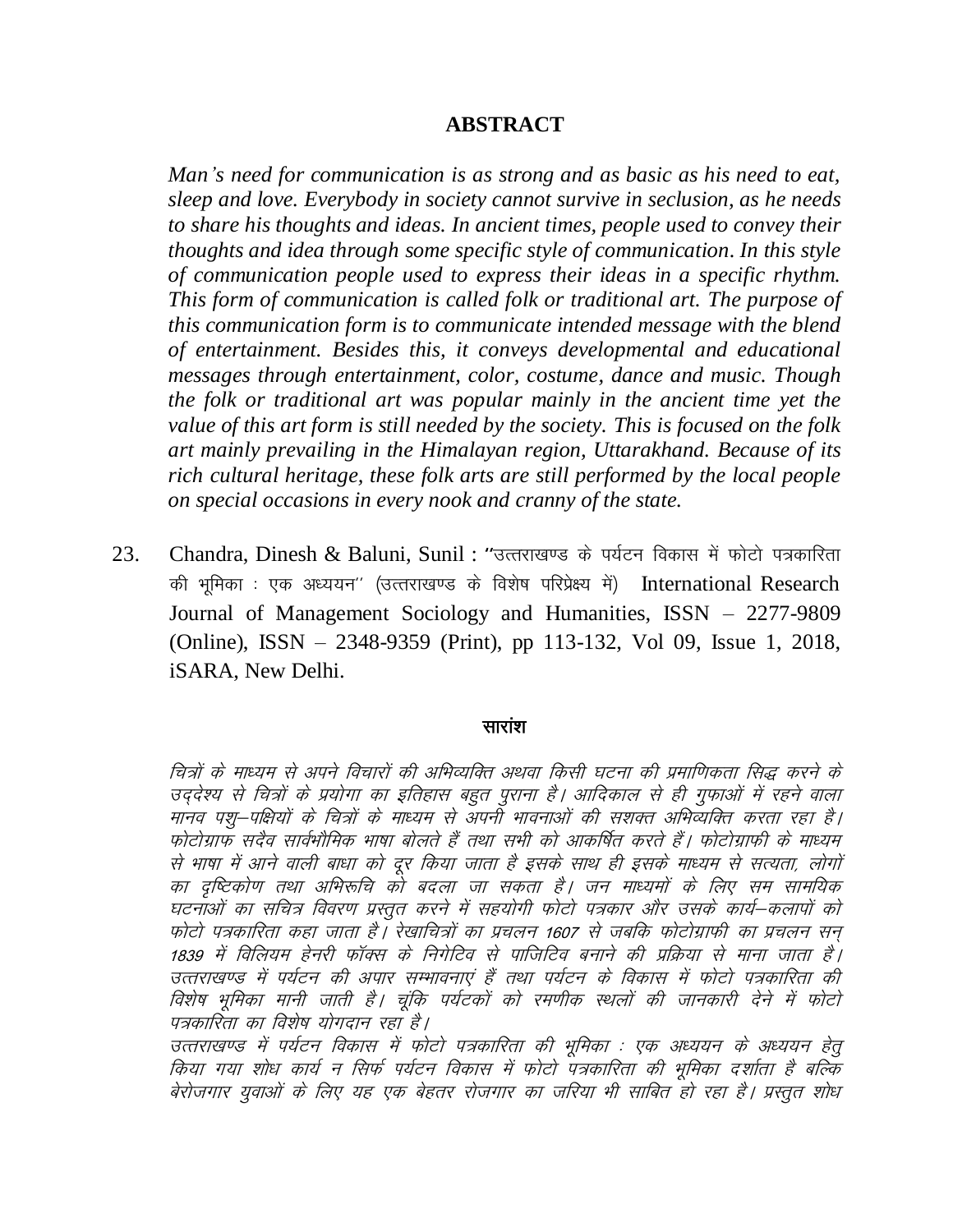## ABSTRACT

*Man's need for communication is as strong and as basic as his need to eat, sleep and love. Everybody in society cannot survive in seclusion, as he needs to share his thoughts and ideas. In ancient times, people used to convey their thoughts and idea through some specific style of communication. In this style of communication people used to express their ideas in a specific rhythm. This form of communication is called folk or traditional art. The purpose of this communication form is to communicate intended message with the blend of entertainment. Besides this, it conveys developmental and educational messages through entertainment, color, costume, dance and music. Though the folk or traditional art was popular mainly in the ancient time yet the value of this art form is still needed by the society. This is focused on the folk art mainly prevailing in the Himalayan region, Uttarakhand. Because of its rich cultural heritage, these folk arts are still performed by the local people on special occasions in every nook and cranny of the state.*

23. Chandra, Dinesh & Baluni, Sunil : "उत्तराखण्ड के पर्यटन विकास में फोटो पत्रकारिता की भूमिका : एक अध्ययन" (उत्तराखण्ड के विशेष परिप्रेक्ष्य में) International Research Journal of Management Sociology and Humanities, ISSN – 2277-9809 (Online), ISSN – 2348-9359 (Print), pp 113-132, Vol 09, Issue 1, 2018, iSARA, New Delhi.

## सारांश

*चित्रों के माध्यम से अपने विचारों की अभिव्यक्ति अथवा किसी घटना की प्रमाणिकता सिद्ध करने के उद्देश्य से चित्रों के प्रयोगा का इतिहास बहुत पुराना है। आदिकाल से ही गुफाओं में रहने वाला मानव पशु–पक्षियों के चित्रों के माध्यम से अपनी भावनाओं की सशक्त अभिव्यक्ति करता रहा है। फोटोग्राफ सदैव सार्वभौमिक भाषा बोलते हैं तथा सभी को आकर्षित करते हैं। फोटोग्राफी के माध्यम से भाषा में आने वाली बाधा को दूर किया जाता है इसके साथ ही इसके माध्यम से सत्यता, लोगों का दृष्टिकोण तथा अभिरूचि को बदला जा सकता है। जन माध्यमों के लिए सम सामयिक घटनाओं का सचित्र विवरण प्रस्तुत करने में सहयोगी फोटो पत्रकार और उसके कार्य–कलापों को फोटो पत्रकारिता कहा जाता है। रेखाचित्रों का प्रचलन 1607 से जबकि फोटोग्राफी का प्रचलन सन् 1839 में विलियम हेनरी फॉक्स के निगेटिव से पाजिटिव बनाने की प्रक्रिया से माना जाता है। उत्तराखण्ड में पर्यटन की अपार सम्भावनाएं हैं तथा पर्यटन के विकास में फोटो पत्रकारिता की विशेष भूमिका मानी जाती है। चूंकि पर्यटकों को रमणीक स्थलों की जानकारी देने में फोटो पत्रकारिता का विशेष योगदान रहा है।*

*उत्तराखण्ड में पर्यटन विकास में फोटो पत्रकारिता की भूमिका : एक अध्ययन के अध्ययन हेतु किया गया शोध कार्य न सिर्फ पर्यटन विकास में फोटो पत्रकारिता की भूमिका दर्शाता है बल्कि बेरोजगार युवाओं के लिए यह एक बेहतर रोजगार का जरिया भी साबित हो रहा है। प्रस्तुत शोध*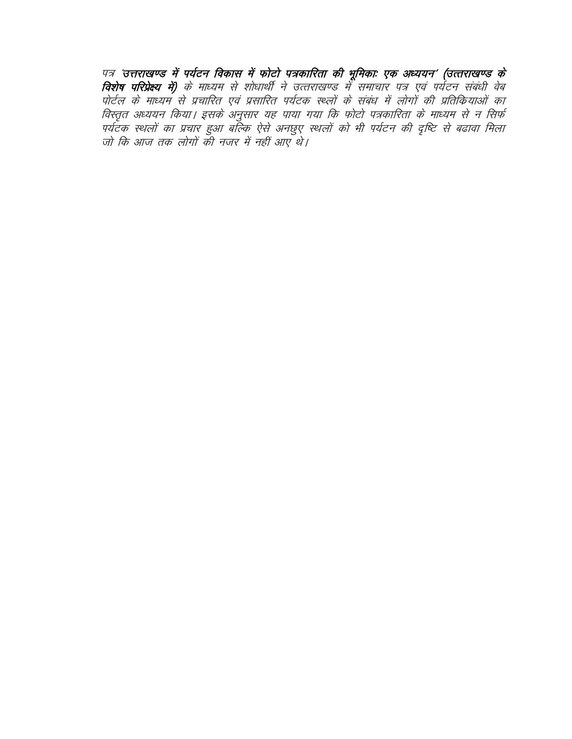पत्र *'**उत्तराखण्ड में पर्यटन विकास में फोटो पत्रकारिता की भूमिकाः एक अध्ययन' (उत्तराखण्ड के विशेष परिप्रेक्ष्य में)** के माध्यम से शोधार्थी ने उत्तराखण्ड में समाचार पत्र एवं पर्यटन संबंधी वेब पोर्टल के माध्यम से प्रचारित एवं प्रसारित पर्यटक स्थलों के संबंध में लोगों की प्रतिक्रियाओं का विस्तृत अध्ययन किया। इसके अनुसार यह पाया गया कि फोटो पत्रकारिता के माध्यम से न सिर्फ पर्यटक स्थलों का प्रचार हुआ बल्कि ऐसे अनछुए स्थलों को भी पर्यटन की दृष्टि से बढावा मिला जो कि आज तक लोगों की नजर में नहीं आए थे।*